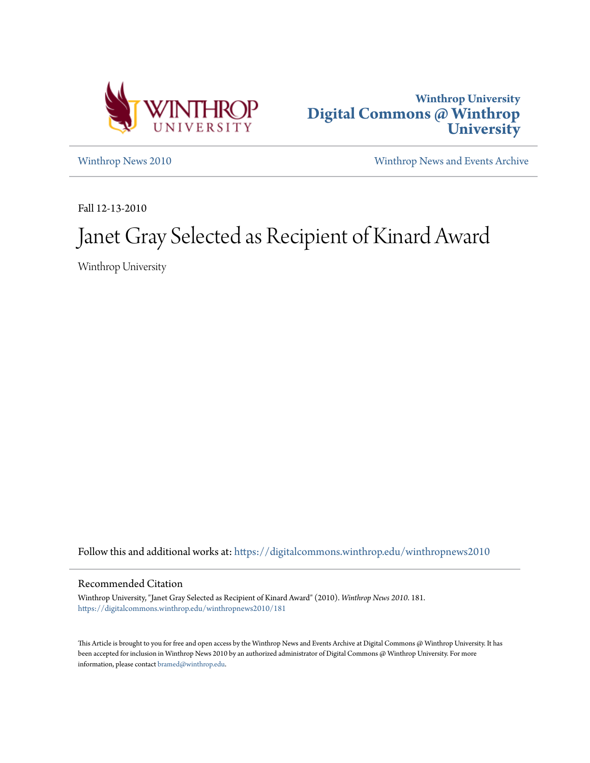Winthrop University
Digital Commons @ Winthrop University

Winthrop News 2010 | Winthrop News and Events Archive

Fall 12-13-2010

# Janet Gray Selected as Recipient of Kinard Award

Winthrop University

Follow this and additional works at: https://digitalcommons.winthrop.edu/winthropnews2010

## Recommended Citation

Winthrop University, "Janet Gray Selected as Recipient of Kinard Award" (2010). *Winthrop News 2010*. 181.
https://digitalcommons.winthrop.edu/winthropnews2010/181

This Article is brought to you for free and open access by the Winthrop News and Events Archive at Digital Commons @ Winthrop University. It has been accepted for inclusion in Winthrop News 2010 by an authorized administrator of Digital Commons @ Winthrop University. For more information, please contact bramed@winthrop.edu.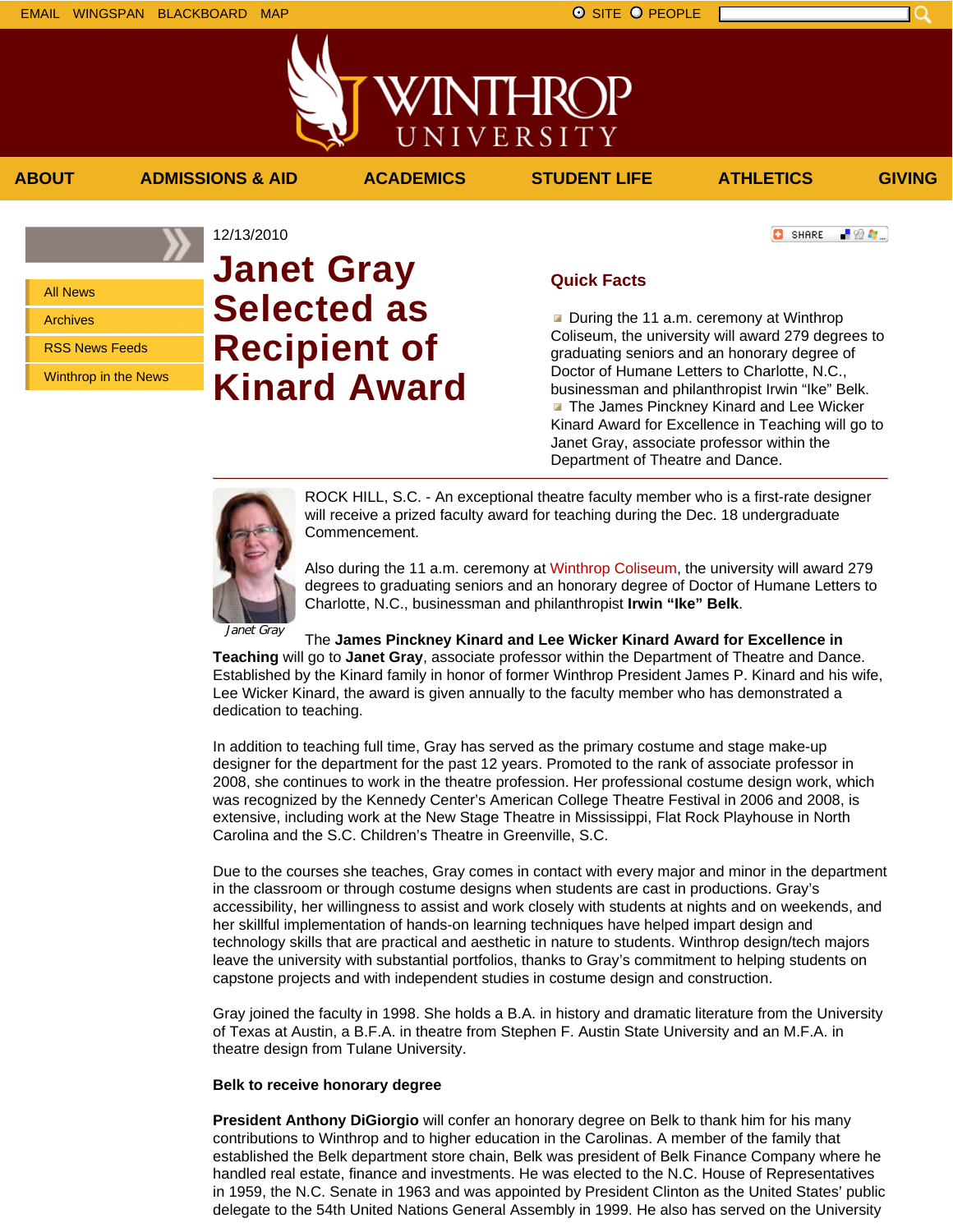12/13/2010

# Janet Gray Selected as Recipient of Kinard Award

## Quick Facts

- During the 11 a.m. ceremony at Winthrop Coliseum, the university will award 279 degrees to graduating seniors and an honorary degree of Doctor of Humane Letters to Charlotte, N.C., businessman and philanthropist Irwin "Ike" Belk.
- The James Pinckney Kinard and Lee Wicker Kinard Award for Excellence in Teaching will go to Janet Gray, associate professor within the Department of Theatre and Dance.

---

*Janet Gray*

ROCK HILL, S.C. - An exceptional theatre faculty member who is a first-rate designer will receive a prized faculty award for teaching during the Dec. 18 undergraduate Commencement.

Also during the 11 a.m. ceremony at Winthrop Coliseum, the university will award 279 degrees to graduating seniors and an honorary degree of Doctor of Humane Letters to Charlotte, N.C., businessman and philanthropist **Irwin "Ike" Belk**.

The **James Pinckney Kinard and Lee Wicker Kinard Award for Excellence in Teaching** will go to **Janet Gray**, associate professor within the Department of Theatre and Dance. Established by the Kinard family in honor of former Winthrop President James P. Kinard and his wife, Lee Wicker Kinard, the award is given annually to the faculty member who has demonstrated a dedication to teaching.

In addition to teaching full time, Gray has served as the primary costume and stage make-up designer for the department for the past 12 years. Promoted to the rank of associate professor in 2008, she continues to work in the theatre profession. Her professional costume design work, which was recognized by the Kennedy Center's American College Theatre Festival in 2006 and 2008, is extensive, including work at the New Stage Theatre in Mississippi, Flat Rock Playhouse in North Carolina and the S.C. Children's Theatre in Greenville, S.C.

Due to the courses she teaches, Gray comes in contact with every major and minor in the department in the classroom or through costume designs when students are cast in productions. Gray's accessibility, her willingness to assist and work closely with students at nights and on weekends, and her skillful implementation of hands-on learning techniques have helped impart design and technology skills that are practical and aesthetic in nature to students. Winthrop design/tech majors leave the university with substantial portfolios, thanks to Gray's commitment to helping students on capstone projects and with independent studies in costume design and construction.

Gray joined the faculty in 1998. She holds a B.A. in history and dramatic literature from the University of Texas at Austin, a B.F.A. in theatre from Stephen F. Austin State University and an M.F.A. in theatre design from Tulane University.

**Belk to receive honorary degree**

**President Anthony DiGiorgio** will confer an honorary degree on Belk to thank him for his many contributions to Winthrop and to higher education in the Carolinas. A member of the family that established the Belk department store chain, Belk was president of Belk Finance Company where he handled real estate, finance and investments. He was elected to the N.C. House of Representatives in 1959, the N.C. Senate in 1963 and was appointed by President Clinton as the United States' public delegate to the 54th United Nations General Assembly in 1999. He also has served on the University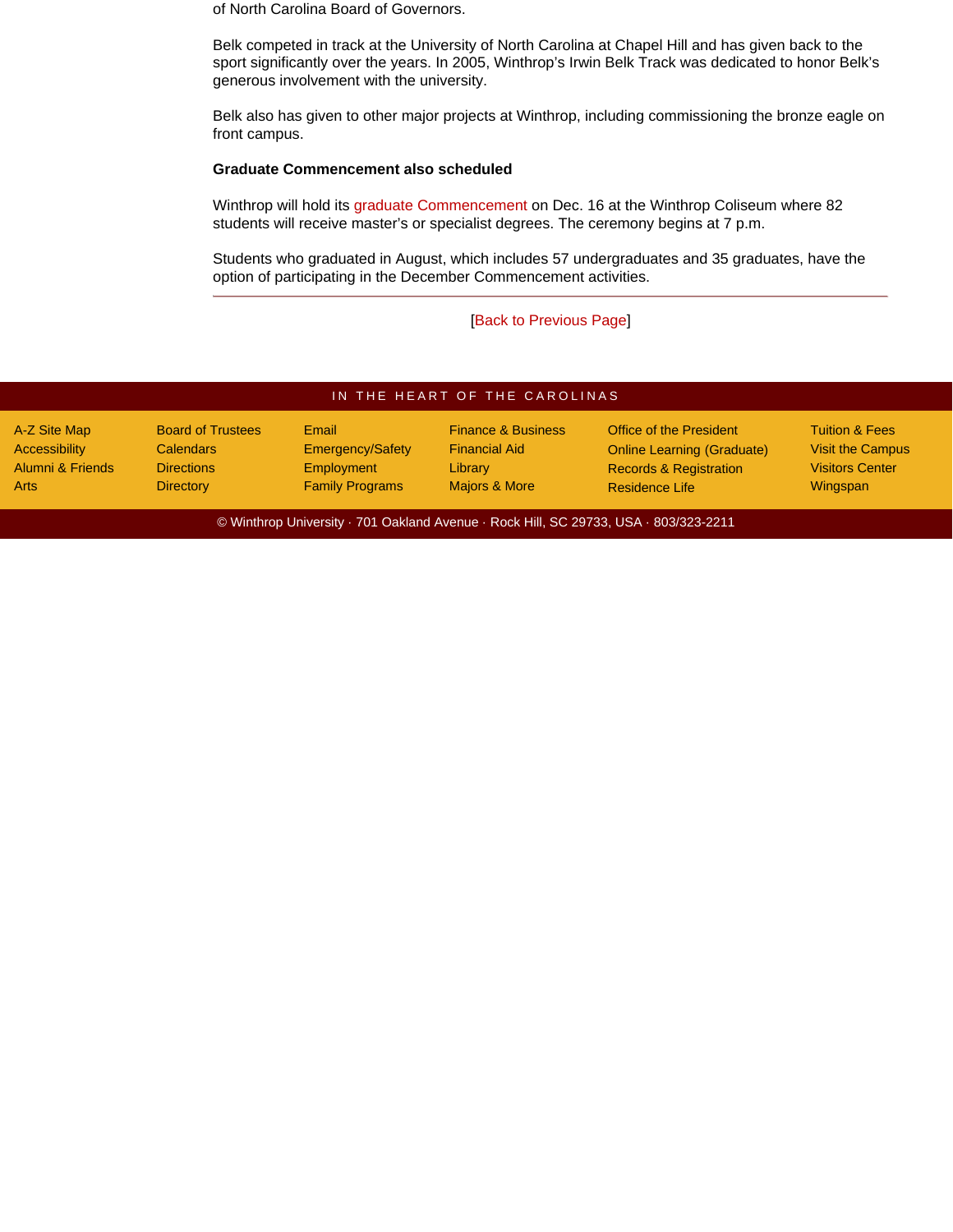of North Carolina Board of Governors.

Belk competed in track at the University of North Carolina at Chapel Hill and has given back to the sport significantly over the years. In 2005, Winthrop's Irwin Belk Track was dedicated to honor Belk's generous involvement with the university.

Belk also has given to other major projects at Winthrop, including commissioning the bronze eagle on front campus.

**Graduate Commencement also scheduled**

Winthrop will hold its graduate Commencement on Dec. 16 at the Winthrop Coliseum where 82 students will receive master's or specialist degrees. The ceremony begins at 7 p.m.

Students who graduated in August, which includes 57 undergraduates and 35 graduates, have the option of participating in the December Commencement activities.

---

[Back to Previous Page]

IN THE HEART OF THE CAROLINAS

| | | | | | |
|---|---|---|---|---|---|
| A-Z Site Map | Board of Trustees | Email | Finance & Business | Office of the President | Tuition & Fees |
| Accessibility | Calendars | Emergency/Safety | Financial Aid | Online Learning (Graduate) | Visit the Campus |
| Alumni & Friends | Directions | Employment | Library | Records & Registration | Visitors Center |
| Arts | Directory | Family Programs | Majors & More | Residence Life | Wingspan |

© Winthrop University · 701 Oakland Avenue · Rock Hill, SC 29733, USA · 803/323-2211